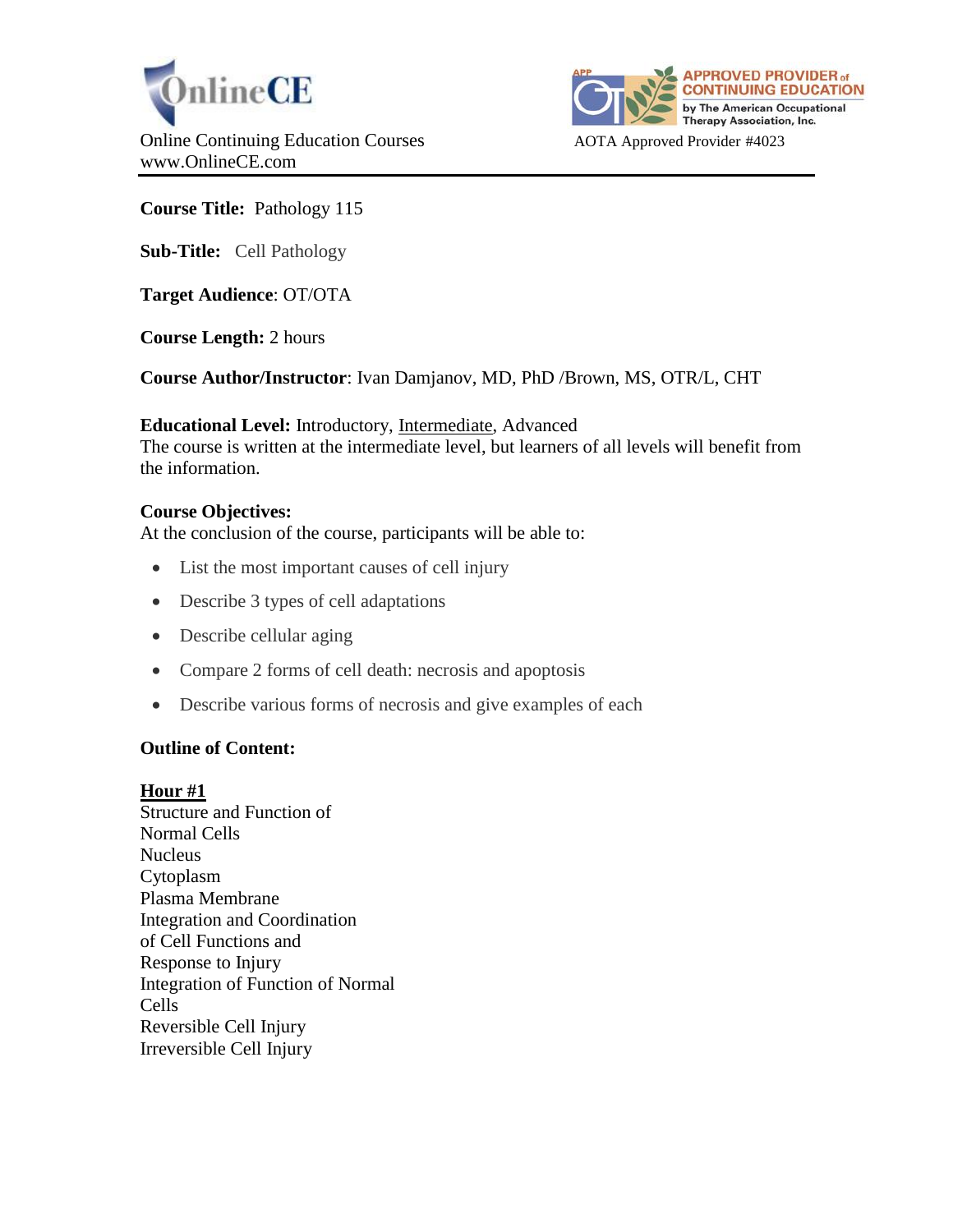OnlineCE

Online Continuing Education Courses
www.OnlineCE.com

APPROVED PROVIDER of CONTINUING EDUCATION by The American Occupational Therapy Association, Inc.

AOTA Approved Provider #4023

**Course Title:** Pathology 115

**Sub-Title:** Cell Pathology

**Target Audience**: OT/OTA

**Course Length:** 2 hours

**Course Author/Instructor**: Ivan Damjanov, MD, PhD /Brown, MS, OTR/L, CHT

**Educational Level:** Introductory, Intermediate, Advanced
The course is written at the intermediate level, but learners of all levels will benefit from the information.

**Course Objectives:**
At the conclusion of the course, participants will be able to:

- List the most important causes of cell injury
- Describe 3 types of cell adaptations
- Describe cellular aging
- Compare 2 forms of cell death: necrosis and apoptosis
- Describe various forms of necrosis and give examples of each

**Outline of Content:**

**Hour #1**

Structure and Function of Normal Cells
Nucleus
Cytoplasm
Plasma Membrane
Integration and Coordination of Cell Functions and Response to Injury
Integration of Function of Normal Cells
Reversible Cell Injury
Irreversible Cell Injury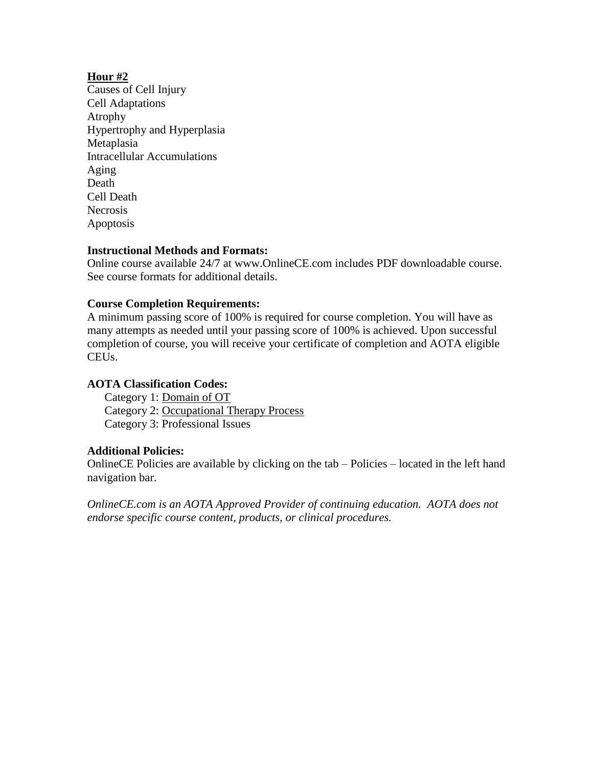**Hour #2**

Causes of Cell Injury
Cell Adaptations
Atrophy
Hypertrophy and Hyperplasia
Metaplasia
Intracellular Accumulations
Aging
Death
Cell Death
Necrosis
Apoptosis

**Instructional Methods and Formats:**
Online course available 24/7 at www.OnlineCE.com includes PDF downloadable course. See course formats for additional details.

**Course Completion Requirements:**
A minimum passing score of 100% is required for course completion. You will have as many attempts as needed until your passing score of 100% is achieved. Upon successful completion of course, you will receive your certificate of completion and AOTA eligible CEUs.

**AOTA Classification Codes:**

Category 1: Domain of OT
Category 2: Occupational Therapy Process
Category 3: Professional Issues

**Additional Policies:**
OnlineCE Policies are available by clicking on the tab – Policies – located in the left hand navigation bar.

*OnlineCE.com is an AOTA Approved Provider of continuing education. AOTA does not endorse specific course content, products, or clinical procedures.*